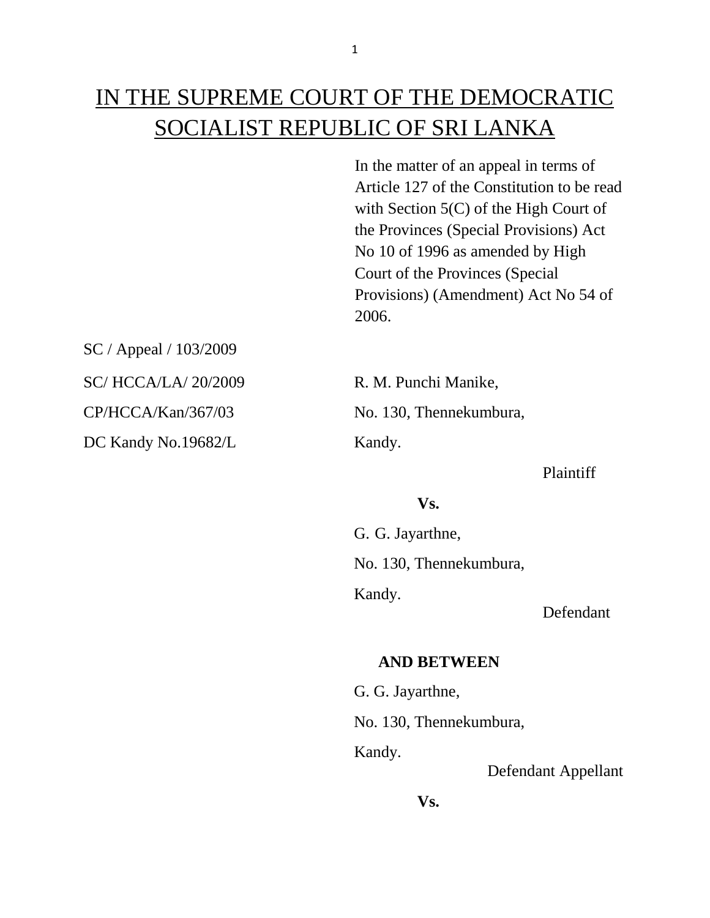# IN THE SUPREME COURT OF THE DEMOCRATIC SOCIALIST REPUBLIC OF SRI LANKA

In the matter of an appeal in terms of Article 127 of the Constitution to be read with Section 5(C) of the High Court of the Provinces (Special Provisions) Act No 10 of 1996 as amended by High Court of the Provinces (Special Provisions) (Amendment) Act No 54 of 2006.

SC / Appeal / 103/2009

SC/ HCCA/LA/ 20/2009

CP/HCCA/Kan/367/03

DC Kandy No.19682/L

R. M. Punchi Manike,
No. 130, Thennekumbura,
Kandy.

Plaintiff

**Vs.**

G. G. Jayarthne,
No. 130, Thennekumbura,
Kandy.

Defendant

**AND BETWEEN**

G. G. Jayarthne,
No. 130, Thennekumbura,
Kandy.

Defendant Appellant

**Vs.**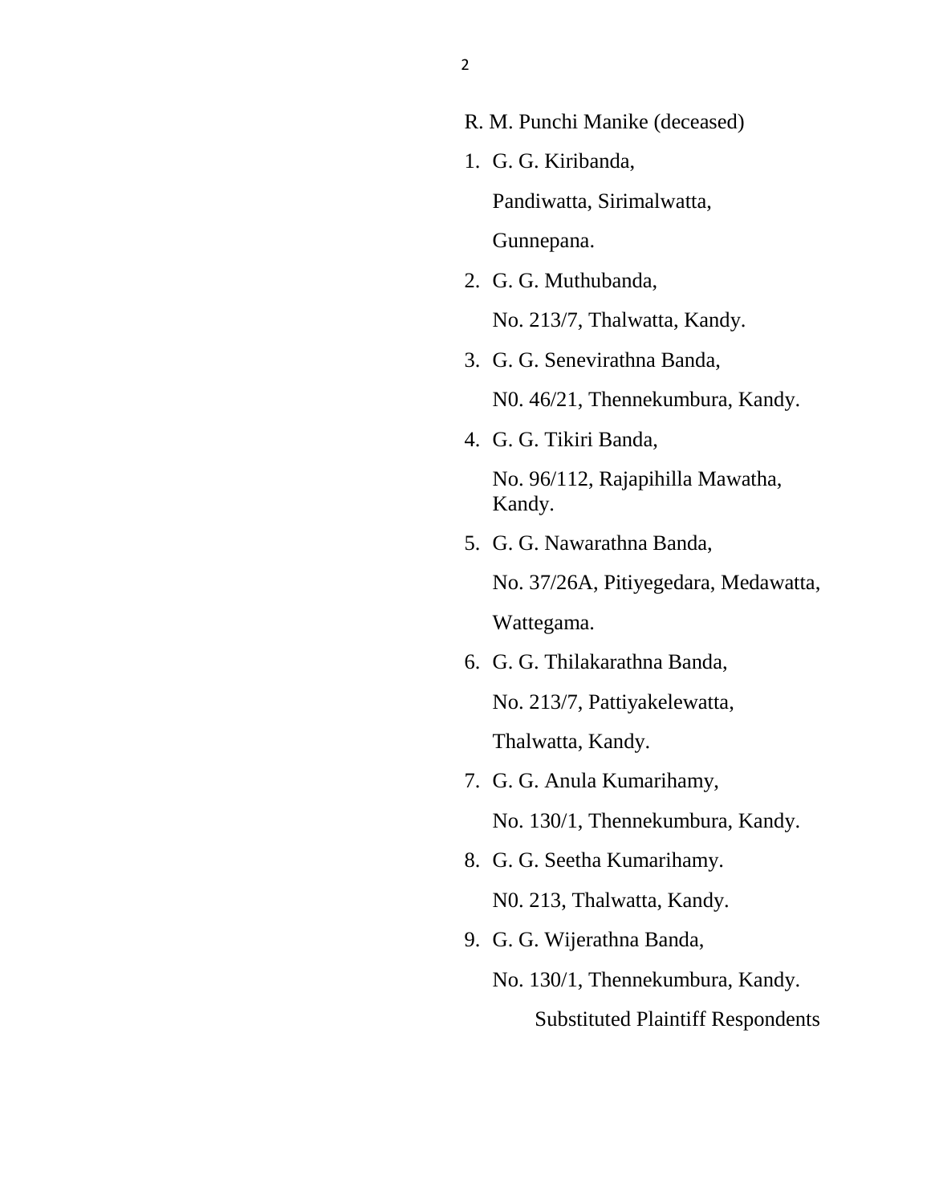R. M. Punchi Manike (deceased)

1. G. G. Kiribanda,

   Pandiwatta, Sirimalwatta,

   Gunnepana.

2. G. G. Muthubanda,

   No. 213/7, Thalwatta, Kandy.

3. G. G. Senevirathna Banda,

   N0. 46/21, Thennekumbura, Kandy.

4. G. G. Tikiri Banda,

   No. 96/112, Rajapihilla Mawatha, Kandy.

5. G. G. Nawarathna Banda,

   No. 37/26A, Pitiyegedara, Medawatta,

   Wattegama.

6. G. G. Thilakarathna Banda,

   No. 213/7, Pattiyakelewatta,

   Thalwatta, Kandy.

7. G. G. Anula Kumarihamy,

   No. 130/1, Thennekumbura, Kandy.

8. G. G. Seetha Kumarihamy.

   N0. 213, Thalwatta, Kandy.

9. G. G. Wijerathna Banda,

   No. 130/1, Thennekumbura, Kandy.

Substituted Plaintiff Respondents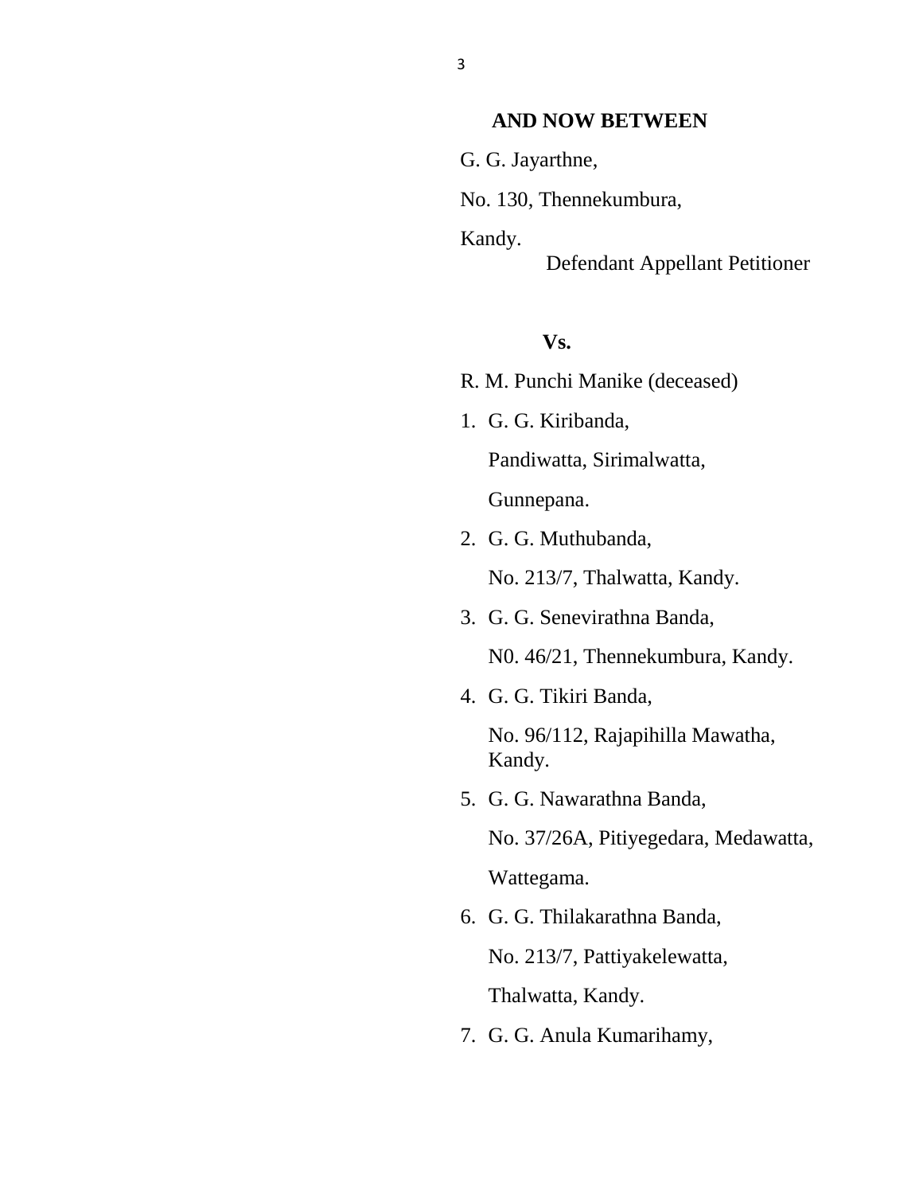**AND NOW BETWEEN**

G. G. Jayarthne,

No. 130, Thennekumbura,

Kandy.

Defendant Appellant Petitioner

**Vs.**

R. M. Punchi Manike (deceased)

1. G. G. Kiribanda,

   Pandiwatta, Sirimalwatta,

   Gunnepana.

2. G. G. Muthubanda,

   No. 213/7, Thalwatta, Kandy.

3. G. G. Senevirathna Banda,

   N0. 46/21, Thennekumbura, Kandy.

4. G. G. Tikiri Banda,

   No. 96/112, Rajapihilla Mawatha, Kandy.

5. G. G. Nawarathna Banda,

   No. 37/26A, Pitiyegedara, Medawatta,

   Wattegama.

6. G. G. Thilakarathna Banda,

   No. 213/7, Pattiyakelewatta,

   Thalwatta, Kandy.

7. G. G. Anula Kumarihamy,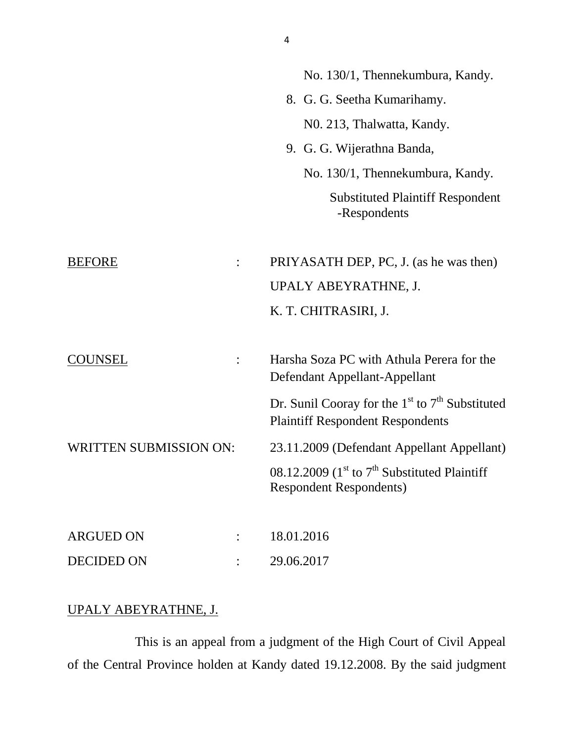No. 130/1, Thennekumbura, Kandy.

8. G. G. Seetha Kumarihamy.

   N0. 213, Thalwatta, Kandy.

9. G. G. Wijerathna Banda,

   No. 130/1, Thennekumbura, Kandy.

   Substituted Plaintiff Respondent -Respondents

BEFORE : PRIYASATH DEP, PC, J. (as he was then)

UPALY ABEYRATHNE, J.

K. T. CHITRASIRI, J.

COUNSEL : Harsha Soza PC with Athula Perera for the Defendant Appellant-Appellant

Dr. Sunil Cooray for the 1st to 7th Substituted Plaintiff Respondent Respondents

WRITTEN SUBMISSION ON: 23.11.2009 (Defendant Appellant Appellant)

08.12.2009 (1st to 7th Substituted Plaintiff Respondent Respondents)

ARGUED ON : 18.01.2016

DECIDED ON : 29.06.2017

UPALY ABEYRATHNE, J.

This is an appeal from a judgment of the High Court of Civil Appeal of the Central Province holden at Kandy dated 19.12.2008. By the said judgment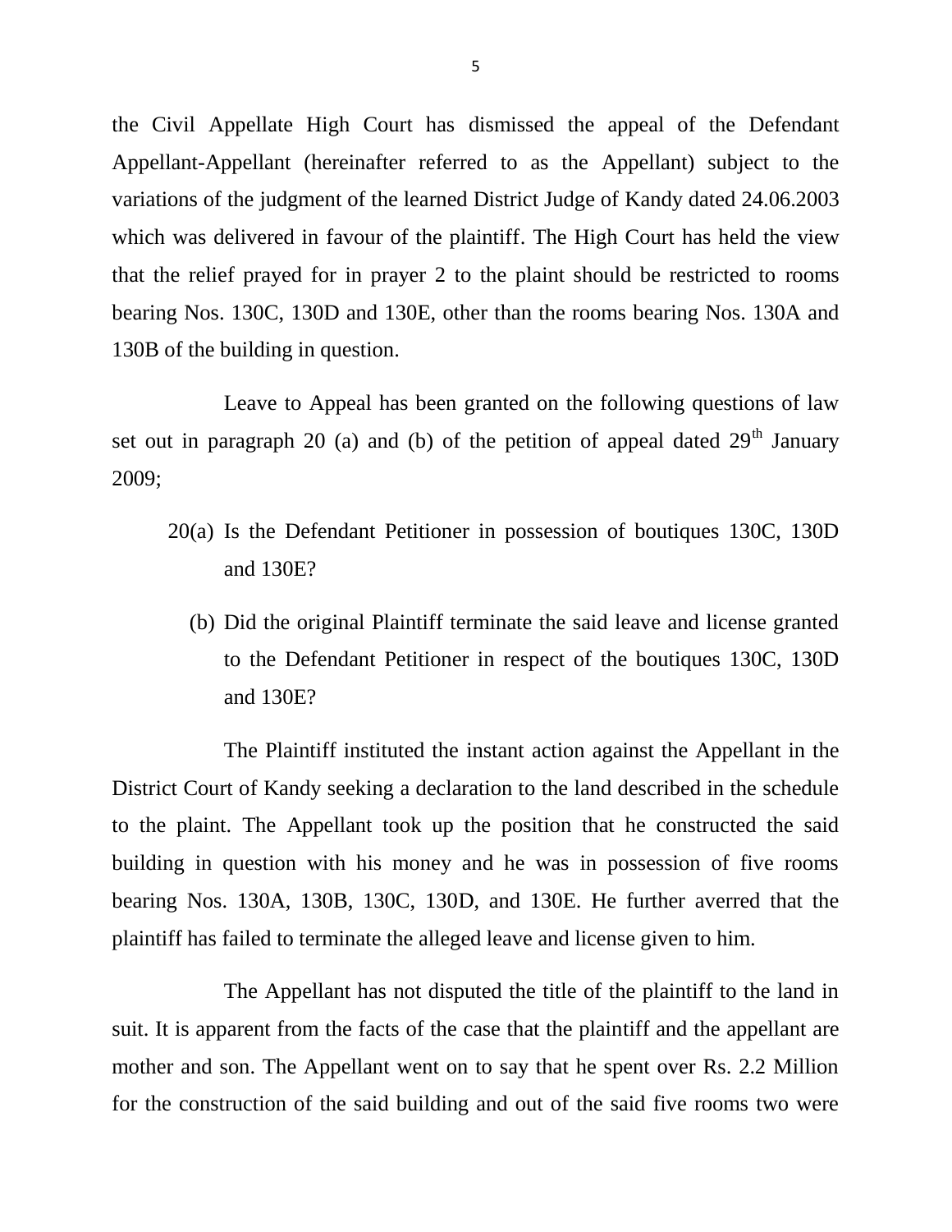the Civil Appellate High Court has dismissed the appeal of the Defendant Appellant-Appellant (hereinafter referred to as the Appellant) subject to the variations of the judgment of the learned District Judge of Kandy dated 24.06.2003 which was delivered in favour of the plaintiff. The High Court has held the view that the relief prayed for in prayer 2 to the plaint should be restricted to rooms bearing Nos. 130C, 130D and 130E, other than the rooms bearing Nos. 130A and 130B of the building in question.

Leave to Appeal has been granted on the following questions of law set out in paragraph 20 (a) and (b) of the petition of appeal dated 29th January 2009;

20(a) Is the Defendant Petitioner in possession of boutiques 130C, 130D and 130E?

(b) Did the original Plaintiff terminate the said leave and license granted to the Defendant Petitioner in respect of the boutiques 130C, 130D and 130E?

The Plaintiff instituted the instant action against the Appellant in the District Court of Kandy seeking a declaration to the land described in the schedule to the plaint. The Appellant took up the position that he constructed the said building in question with his money and he was in possession of five rooms bearing Nos. 130A, 130B, 130C, 130D, and 130E. He further averred that the plaintiff has failed to terminate the alleged leave and license given to him.

The Appellant has not disputed the title of the plaintiff to the land in suit. It is apparent from the facts of the case that the plaintiff and the appellant are mother and son. The Appellant went on to say that he spent over Rs. 2.2 Million for the construction of the said building and out of the said five rooms two were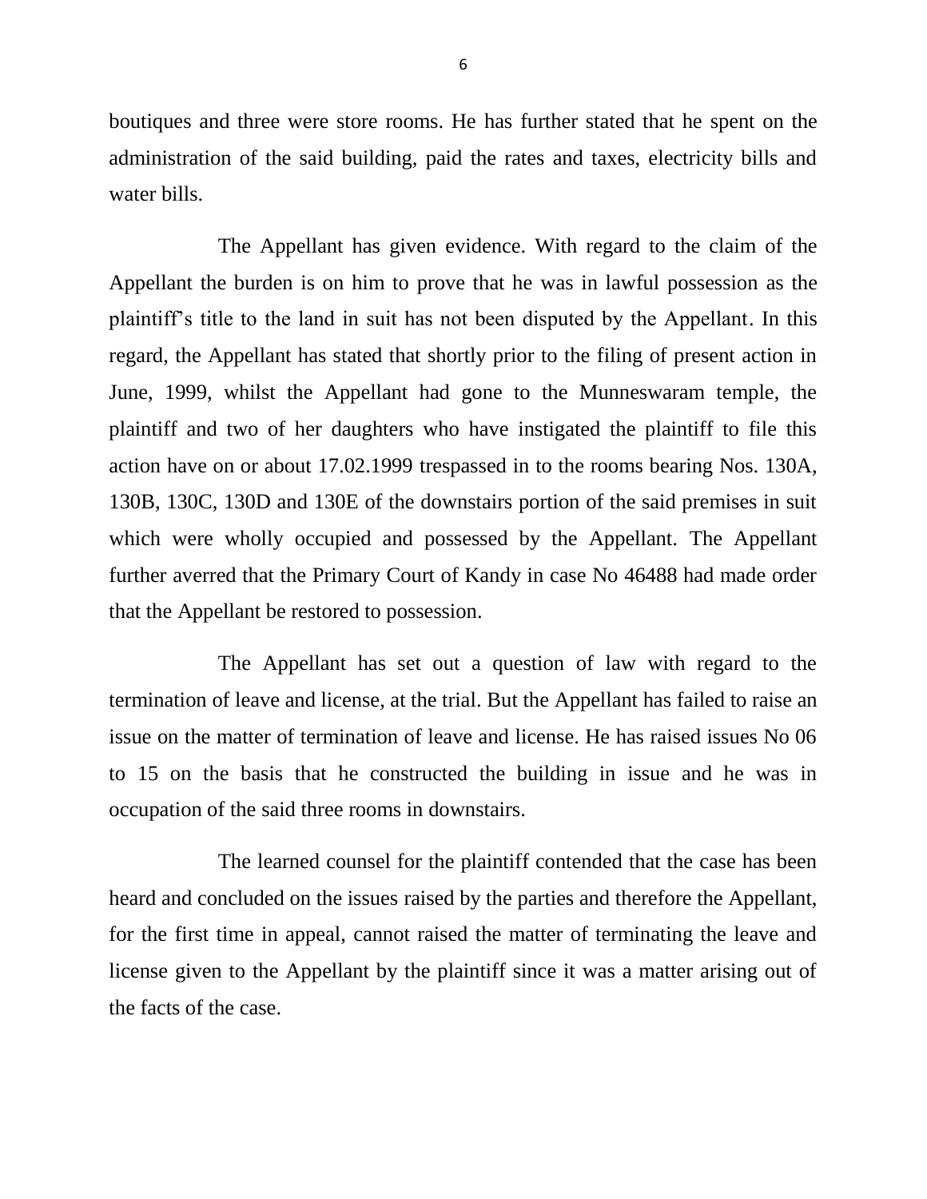boutiques and three were store rooms. He has further stated that he spent on the administration of the said building, paid the rates and taxes, electricity bills and water bills.

The Appellant has given evidence. With regard to the claim of the Appellant the burden is on him to prove that he was in lawful possession as the plaintiff's title to the land in suit has not been disputed by the Appellant. In this regard, the Appellant has stated that shortly prior to the filing of present action in June, 1999, whilst the Appellant had gone to the Munneswaram temple, the plaintiff and two of her daughters who have instigated the plaintiff to file this action have on or about 17.02.1999 trespassed in to the rooms bearing Nos. 130A, 130B, 130C, 130D and 130E of the downstairs portion of the said premises in suit which were wholly occupied and possessed by the Appellant. The Appellant further averred that the Primary Court of Kandy in case No 46488 had made order that the Appellant be restored to possession.

The Appellant has set out a question of law with regard to the termination of leave and license, at the trial. But the Appellant has failed to raise an issue on the matter of termination of leave and license. He has raised issues No 06 to 15 on the basis that he constructed the building in issue and he was in occupation of the said three rooms in downstairs.

The learned counsel for the plaintiff contended that the case has been heard and concluded on the issues raised by the parties and therefore the Appellant, for the first time in appeal, cannot raised the matter of terminating the leave and license given to the Appellant by the plaintiff since it was a matter arising out of the facts of the case.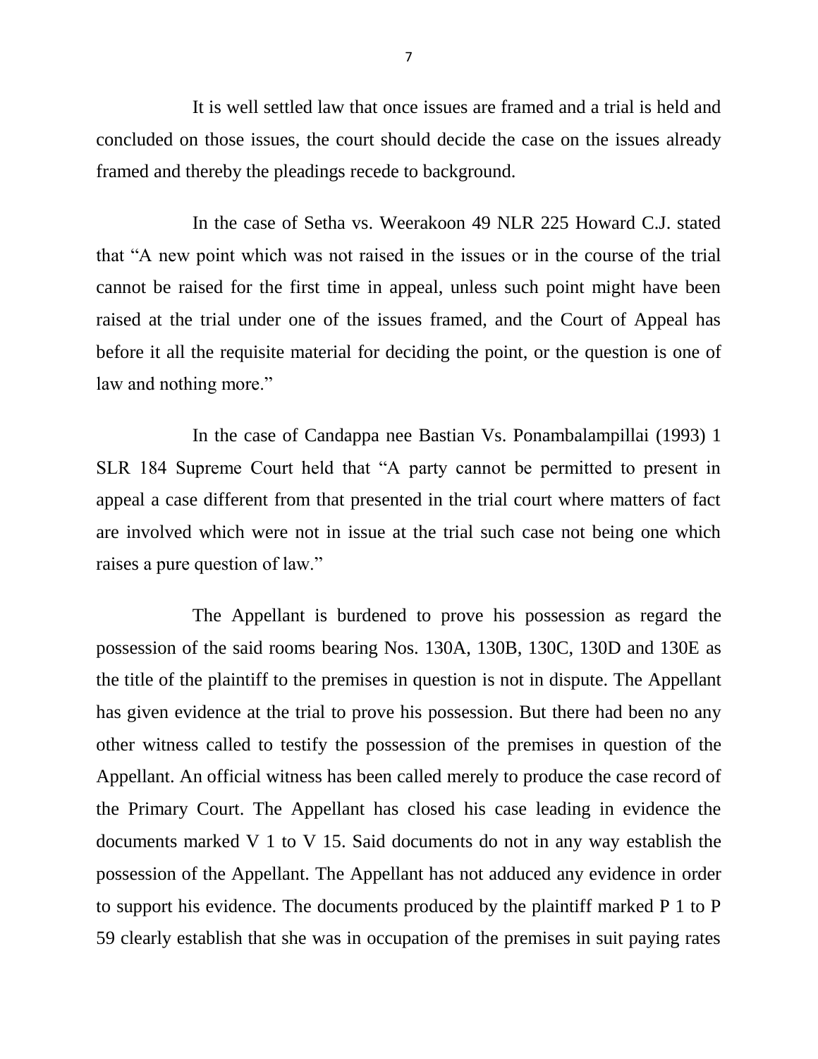It is well settled law that once issues are framed and a trial is held and concluded on those issues, the court should decide the case on the issues already framed and thereby the pleadings recede to background.

In the case of Setha vs. Weerakoon 49 NLR 225 Howard C.J. stated that "A new point which was not raised in the issues or in the course of the trial cannot be raised for the first time in appeal, unless such point might have been raised at the trial under one of the issues framed, and the Court of Appeal has before it all the requisite material for deciding the point, or the question is one of law and nothing more."

In the case of Candappa nee Bastian Vs. Ponambalampillai (1993) 1 SLR 184 Supreme Court held that "A party cannot be permitted to present in appeal a case different from that presented in the trial court where matters of fact are involved which were not in issue at the trial such case not being one which raises a pure question of law."

The Appellant is burdened to prove his possession as regard the possession of the said rooms bearing Nos. 130A, 130B, 130C, 130D and 130E as the title of the plaintiff to the premises in question is not in dispute. The Appellant has given evidence at the trial to prove his possession. But there had been no any other witness called to testify the possession of the premises in question of the Appellant. An official witness has been called merely to produce the case record of the Primary Court. The Appellant has closed his case leading in evidence the documents marked V 1 to V 15. Said documents do not in any way establish the possession of the Appellant. The Appellant has not adduced any evidence in order to support his evidence. The documents produced by the plaintiff marked P 1 to P 59 clearly establish that she was in occupation of the premises in suit paying rates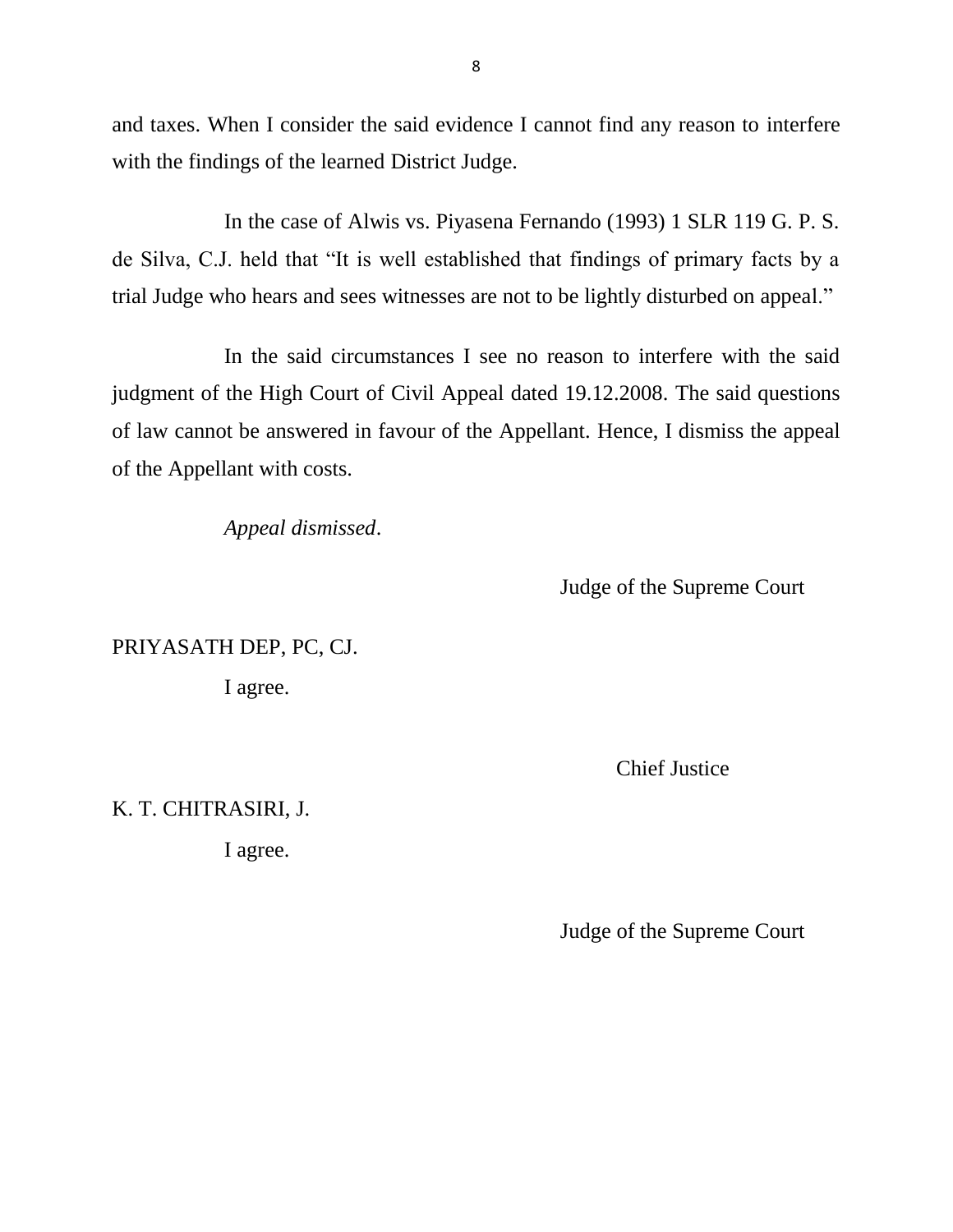and taxes. When I consider the said evidence I cannot find any reason to interfere with the findings of the learned District Judge.

In the case of Alwis vs. Piyasena Fernando (1993) 1 SLR 119 G. P. S. de Silva, C.J. held that "It is well established that findings of primary facts by a trial Judge who hears and sees witnesses are not to be lightly disturbed on appeal."

In the said circumstances I see no reason to interfere with the said judgment of the High Court of Civil Appeal dated 19.12.2008. The said questions of law cannot be answered in favour of the Appellant. Hence, I dismiss the appeal of the Appellant with costs.

*Appeal dismissed*.

Judge of the Supreme Court

PRIYASATH DEP, PC, CJ.

I agree.

Chief Justice

K. T. CHITRASIRI, J.

I agree.

Judge of the Supreme Court